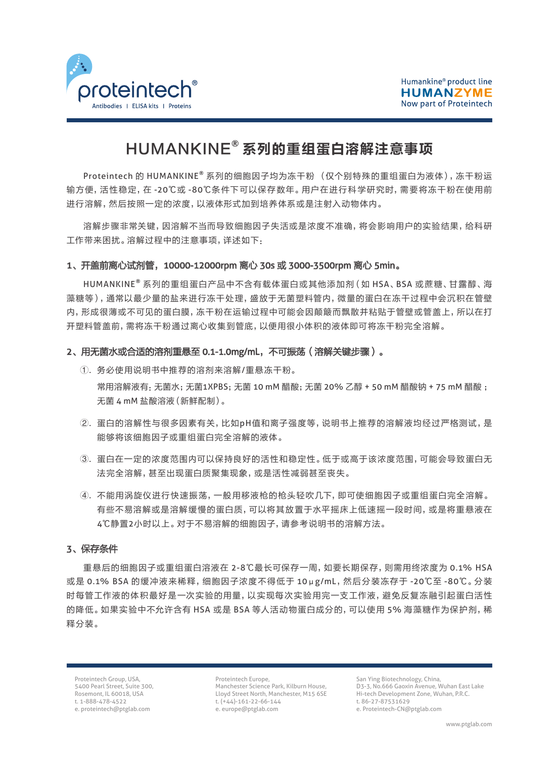# HUMANKINE® 系列的重组蛋白溶解注意事项

Proteintech 的 HUMANKINE® 系列的细胞因子均为冻干粉 （仅个别特殊的重组蛋白为液体），冻干粉运输方便，活性稳定，在 -20℃或 -80℃条件下可以保存数年。用户在进行科学研究时，需要将冻干粉在使用前进行溶解，然后按照一定的浓度，以液体形式加到培养体系或是注射入动物体内。

溶解步骤非常关键，因溶解不当而导致细胞因子失活或是浓度不准确，将会影响用户的实验结果，给科研工作带来困扰。溶解过程中的注意事项，详述如下：

## 1、开盖前离心试剂管，10000-12000rpm 离心 30s 或 3000-3500rpm 离心 5min。

HUMANKINE® 系列的重组蛋白产品中不含有载体蛋白或其他添加剂（如 HSA、BSA 或蔗糖、甘露醇、海藻糖等），通常以最少量的盐来进行冻干处理，盛放于无菌塑料管内，微量的蛋白在冻干过程中会沉积在管壁内，形成很薄或不可见的蛋白膜，冻干粉在运输过程中可能会因颠簸而飘散并粘贴于管壁或管盖上，所以在打开塑料管盖前，需将冻干粉通过离心收集到管底，以便用很小体积的液体即可将冻干粉完全溶解。

## 2、用无菌水或合适的溶剂重悬至 0.1-1.0mg/mL，不可振荡（溶解关键步骤）。

①. 务必使用说明书中推荐的溶剂来溶解/重悬冻干粉。

常用溶解液有：无菌水；无菌1XPBS；无菌 10 mM 醋酸；无菌 20% 乙醇 + 50 mM 醋酸钠 + 75 mM 醋酸；无菌 4 mM 盐酸溶液（新鲜配制）。

②. 蛋白的溶解性与很多因素有关，比如pH值和离子强度等，说明书上推荐的溶解液均经过严格测试，是能够将该细胞因子或重组蛋白完全溶解的液体。

③. 蛋白在一定的浓度范围内可以保持良好的活性和稳定性。低于或高于该浓度范围，可能会导致蛋白无法完全溶解，甚至出现蛋白质聚集现象，或是活性减弱甚至丧失。

④. 不能用涡旋仪进行快速振荡，一般用移液枪的枪头轻吹几下，即可使细胞因子或重组蛋白完全溶解。有些不易溶解或是溶解缓慢的蛋白质，可以将其放置于水平摇床上低速摇一段时间，或是将重悬液在4℃静置2小时以上。对于不易溶解的细胞因子，请参考说明书的溶解方法。

## 3、保存条件

重悬后的细胞因子或重组蛋白溶液在 2-8℃最长可保存一周，如要长期保存，则需用终浓度为 0.1% HSA 或是 0.1% BSA 的缓冲液来稀释，细胞因子浓度不得低于 10μg/mL，然后分装冻存于 -20℃至 -80℃。分装时每管工作液的体积最好是一次实验的用量，以实现每次实验用完一支工作液，避免反复冻融引起蛋白活性的降低。如果实验中不允许含有 HSA 或是 BSA 等人活动物蛋白成分的，可以使用 5% 海藻糖作为保护剂，稀释分装。

Proteintech Group, USA,
5400 Pearl Street, Suite 300,
Rosemont, IL 60018, USA
t. 1-888-478-4522
e. proteintech@ptglab.com

Proteintech Europe,
Manchester Science Park, Kilburn House,
Lloyd Street North, Manchester, M15 6SE
t. (+44)-161-22-66-144
e. europe@ptglab.com

San Ying Biotechnology, China,
D3-3, No.666 Gaoxin Avenue, Wuhan East Lake
Hi-tech Development Zone, Wuhan, P.R.C.
t. 86-27-87531629
e. Proteintech-CN@ptglab.com

www.ptglab.com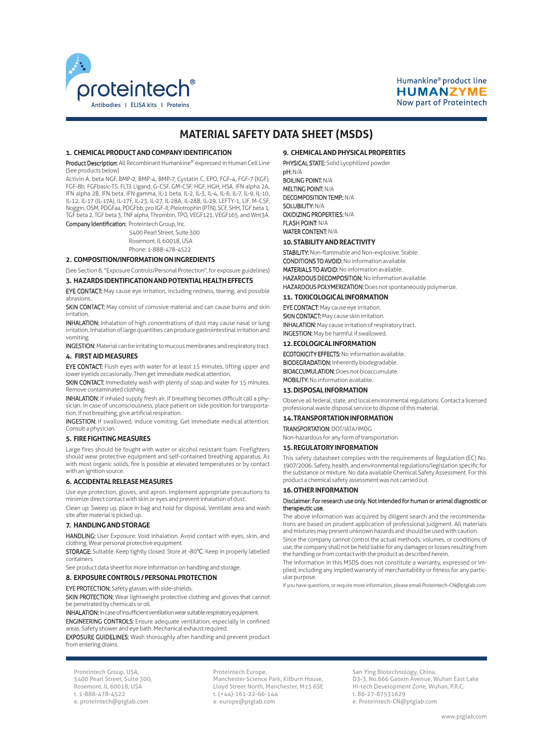proteintech®

Antibodies | ELISA kits | Proteins

Humankine® product line
HUMANZYME
Now part of Proteintech

# MATERIAL SAFETY DATA SHEET (MSDS)

## 1. CHEMICAL PRODUCT AND COMPANY IDENTIFICATION

**Product Description:** All Recombinant Humankine® expressed in Human Cell Line (See products below)

Activin A, beta NGF, BMP-2, BMP-4, BMP-7, Cystatin C, EPO, FGF-4, FGF-7 (KGF), FGF-8b, FGFbasic-TS, FLT3 Ligand, G-CSF, GM-CSF, HGF, HGH, HSA, IFN alpha 2A, IFN alpha 2B, IFN beta, IFN gamma, IL-1 beta, IL-2, IL-3, IL-4, IL-6, IL-7, IL-9, IL-10, IL-12, IL-17 (IL-17A), IL-17F, IL-23, IL-27, IL-28A, IL-28B, IL-29, LEFTY-1, LIF, M-CSF, Noggin, OSM, PDGFaa, PDGFbb, pro IGF-II, Pleiotrophin (PTN), SCF, SHH, TGF beta 1, TGF beta 2, TGF beta 3, TNF alpha, Thrombin, TPO, VEGF121, VEGF165, and Wnt3A.

**Company Identification:** Proteintech Group, Inc.
5400 Pearl Street, Suite 300
Rosemont, IL 60018, USA
Phone: 1-888-478-4522

## 2. COMPOSITION/INFORMATION ON INGREDIENTS

(See Section 8, "Exposure Controls/Personal Protection", for exposure guidelines)

## 3. HAZARDS IDENTIFICATION AND POTENTIAL HEALTH EFFECTS

**EYE CONTACT:** May cause eye irritation, including redness, tearing, and possible abrasions.

**SKIN CONTACT:** May consist of corrosive material and can cause burns and skin irritation.

**INHALATION:** Inhalation of high concentrations of dust may cause nasal or lung irritation. Inhalation of large quantities can produce gastrointestinal irritation and vomiting.

**INGESTION:** Material can be irritating to mucous membranes and respiratory tract.

## 4. FIRST AID MEASURES

**EYE CONTACT:** Flush eyes with water for at least 15 minutes, lifting upper and lower eyelids occasionally. Then get immediate medical attention.

**SKIN CONTACT:** Immediately wash with plenty of soap and water for 15 minutes. Remove contaminated clothing.

**INHALATION:** If inhaled supply fresh air. If breathing becomes difficult call a physician. In case of unconsciousness, place patient on side position for transportation. If not breathing, give artificial respiration.

**INGESTION:** If swallowed, induce vomiting. Get immediate medical attention. Consult a physician.

## 5. FIRE FIGHTING MEASURES

Large fires should be fought with water or alcohol resistant foam. Firefighters should wear protective equipment and self-contained breathing apparatus. As with most organic solids, fire is possible at elevated temperatures or by contact with an ignition source.

## 6. ACCIDENTAL RELEASE MEASURES

Use eye protection, gloves, and apron. Implement appropriate precautions to minimize direct contact with skin or eyes and prevent inhalation of dust.

Clean up: Sweep up, place in bag and hold for disposal. Ventilate area and wash site after material is picked up.

## 7. HANDLING AND STORAGE

**HANDLING:** User Exposure: Void inhalation. Avoid contact with eyes, skin, and clothing. Wear personal protective equipment.

**STORAGE:** Suitable: Keep tightly closed. Store at -80°C. Keep in properly labelled containers.

See product data sheet for more information on handling and storage.

## 8. EXPOSURE CONTROLS / PERSONAL PROTECTION

**EYE PROTECTION:** Safety glasses with side-shields.

**SKIN PROTECTION:** Wear lightweight protective clothing and gloves that cannot be penetrated by chemicals or oil.

**INHALATION:** In case of insufficient ventilation wear suitable respiratory equipment.

**ENGINEERING CONTROLS:** Ensure adequate ventilation, especially in confined areas. Safety shower and eye bath. Mechanical exhaust required.

**EXPOSURE GUIDELINES:** Wash thoroughly after handling and prevent product from entering drains.

## 9. CHEMICAL AND PHYSICAL PROPERTIES

**PHYSICAL STATE:** Solid Lyophilized powder
**pH:** N/A
**BOILING POINT:** N/A
**MELTING POINT:** N/A
**DECOMPOSITION TEMP.:** N/A
**SOLUBILITY:** N/A
**OXIDIZING PROPERTIES:** N/A
**FLASH POINT:** N/A
**WATER CONTENT:** N/A

## 10. STABILITY AND REACTIVITY

**STABILITY:** Non-flammable and Non-explosive. Stable.
**CONDITIONS TO AVOID:** No information available.
**MATERIALS TO AVOID:** No information available.
**HAZARDOUS DECOMPOSITION:** No information available.
**HAZARDOUS POLYMERIZATION:** Does not spontaneously polymerize.

## 11. TOXICOLOGICAL INFORMATION

**EYE CONTACT:** May cause eye irritation.
**SKIN CONTACT:** May cause skin irritation.
**INHALATION:** May cause irritation of respiratory tract.
**INGESTION:** May be harmful if swallowed.

## 12. ECOLOGICAL INFORMATION

**ECOTOXICITY EFFECTS:** No information available.
**BIODEGRADATION:** Inherently biodegradable.
**BIOACCUMULATION:** Does not bioaccumulate.
**MOBILITY:** No information available.

## 13. DISPOSAL INFORMATION

Observe all federal, state, and local environmental regulations. Contact a licensed professional waste disposal service to dispose of this material.

## 14. TRANSPORTATION INFORMATION

**TRANSPORTATION:** DOT/IATA/IMDG
Non-hazardous for any form of transportation.

## 15. REGULATORY INFORMATION

This safety datasheet complies with the requirements of Regulation (EC) No. 1907/2006. Safety, health, and environmental regulations/legislation specific for the substance or mixture. No data available Chemical Safety Assessment. For this product a chemical safety assessment was not carried out.

## 16. OTHER INFORMATION

**Disclaimer: For research use only. Not intended for human or animal diagnostic or therapeutic use.**

The above information was acquired by diligent search and the recommendations are based on prudent application of professional judgment. All materials and mixtures may present unknown hazards and should be used with caution.

Since the company cannot control the actual methods, volumes, or conditions of use, the company shall not be held liable for any damages or losses resulting from the handling or from contact with the product as described herein.

The information in this MSDS does not constitute a warranty, expressed or implied, including any implied warranty of merchantability or fitness for any particular purpose.

If you have questions, or require more information, please email Proteintech-CN@ptglab.com.

Proteintech Group, USA,
5400 Pearl Street, Suite 300,
Rosemont, IL 60018, USA
t. 1-888-478-4522
e. proteintech@ptglab.com

Proteintech Europe,
Manchester Science Park, Kilburn House,
Lloyd Street North, Manchester, M15 6SE
t. (+44)-161-22-66-144
e. europe@ptglab.com

San Ying Biotechnology, China,
D3-3, No.666 Gaoxin Avenue, Wuhan East Lake
Hi-tech Development Zone, Wuhan, P.R.C.
t. 86-27-87531629
e. Proteintech-CN@ptglab.com

www.ptglab.com